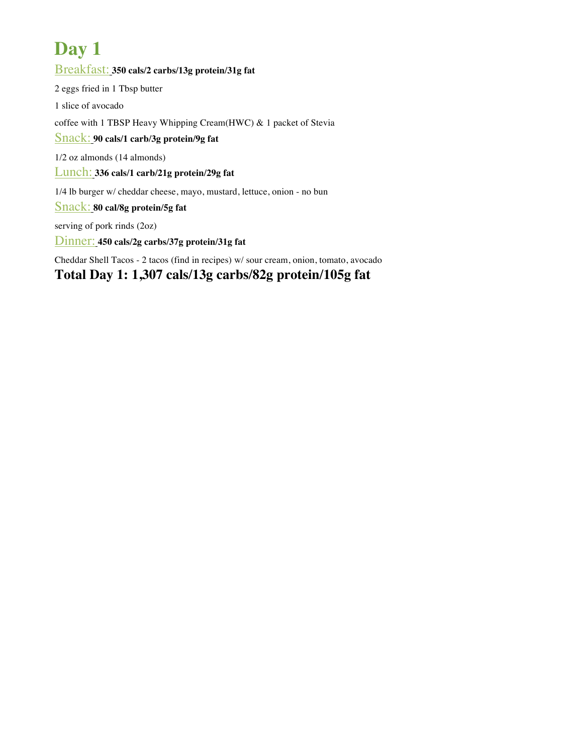# Day 1

## Breakfast: **350 cals/2 carbs/13g protein/31g fat**

2 eggs fried in 1 Tbsp butter

1 slice of avocado

coffee with 1 TBSP Heavy Whipping Cream(HWC) & 1 packet of Stevia

## Snack: **90 cals/1 carb/3g protein/9g fat**

1/2 oz almonds (14 almonds)

## Lunch: **336 cals/1 carb/21g protein/29g fat**

1/4 lb burger w/ cheddar cheese, mayo, mustard, lettuce, onion - no bun

## Snack: **80 cal/8g protein/5g fat**

serving of pork rinds (2oz)

## Dinner: **450 cals/2g carbs/37g protein/31g fat**

Cheddar Shell Tacos - 2 tacos (find in recipes) w/ sour cream, onion, tomato, avocado

**Total Day 1: 1,307 cals/13g carbs/82g protein/105g fat**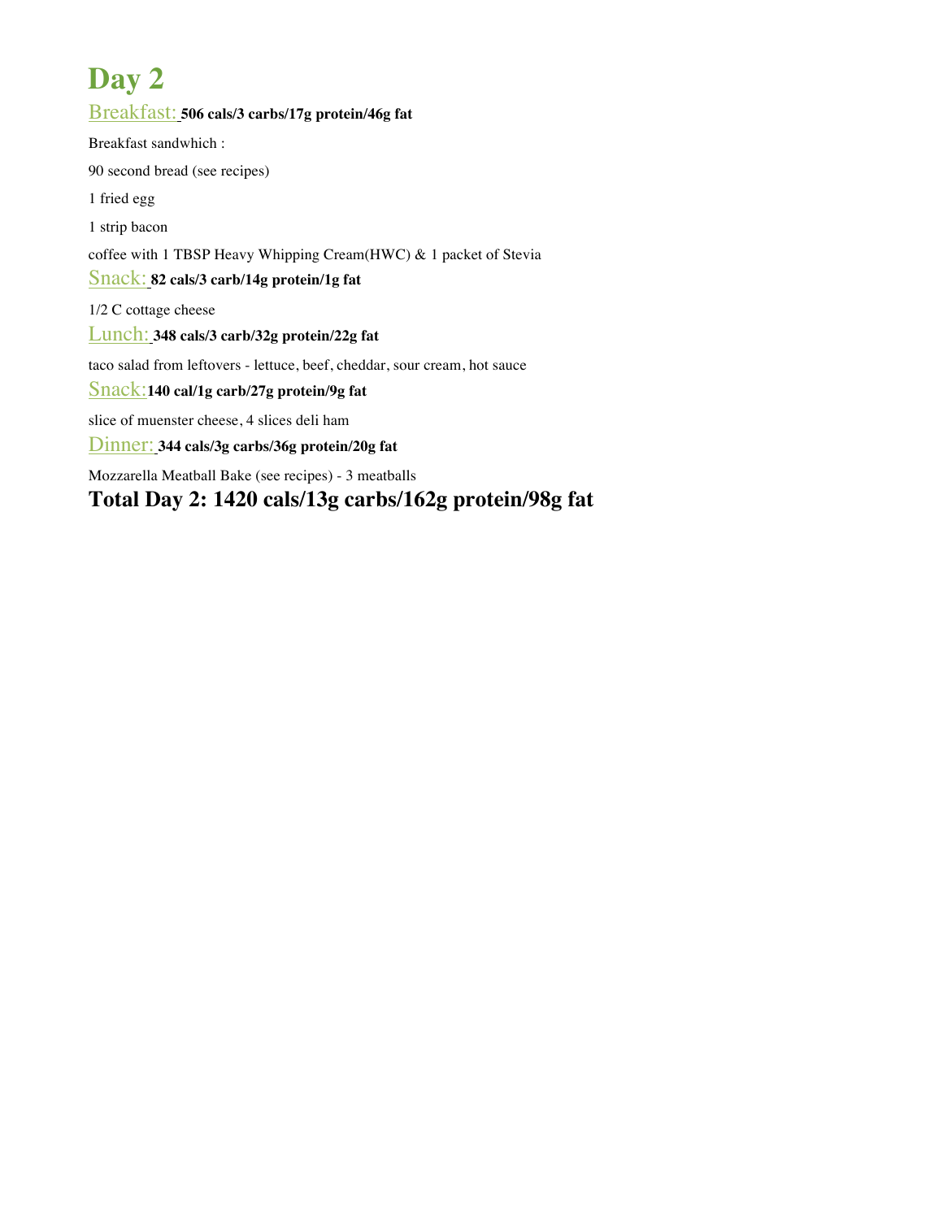# Day 2

## Breakfast: **506 cals/3 carbs/17g protein/46g fat**

Breakfast sandwhich :

90 second bread (see recipes)

1 fried egg

1 strip bacon

coffee with 1 TBSP Heavy Whipping Cream(HWC) & 1 packet of Stevia

## Snack: **82 cals/3 carb/14g protein/1g fat**

1/2 C cottage cheese

## Lunch: **348 cals/3 carb/32g protein/22g fat**

taco salad from leftovers - lettuce, beef, cheddar, sour cream, hot sauce

## Snack: **140 cal/1g carb/27g protein/9g fat**

slice of muenster cheese, 4 slices deli ham

## Dinner: **344 cals/3g carbs/36g protein/20g fat**

Mozzarella Meatball Bake (see recipes) - 3 meatballs

**Total Day 2: 1420 cals/13g carbs/162g protein/98g fat**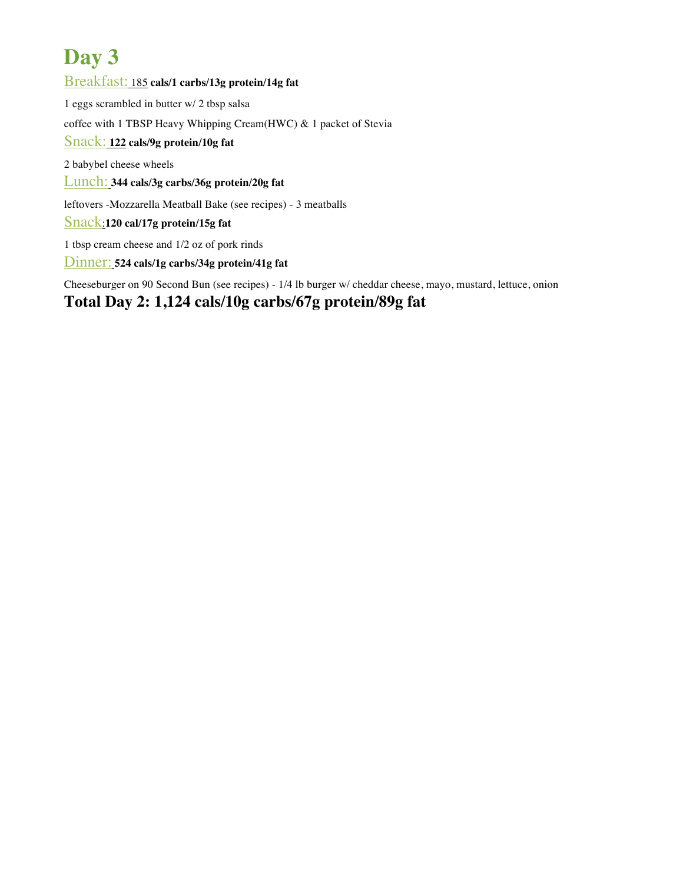# Day 3

Breakfast: **185 cals/1 carbs/13g protein/14g fat**

1 eggs scrambled in butter w/ 2 tbsp salsa

coffee with 1 TBSP Heavy Whipping Cream(HWC) & 1 packet of Stevia

Snack: **122 cals/9g protein/10g fat**

2 babybel cheese wheels

Lunch: **344 cals/3g carbs/36g protein/20g fat**

leftovers -Mozzarella Meatball Bake (see recipes) - 3 meatballs

Snack: **120 cal/17g protein/15g fat**

1 tbsp cream cheese and 1/2 oz of pork rinds

Dinner: **524 cals/1g carbs/34g protein/41g fat**

Cheeseburger on 90 Second Bun (see recipes) - 1/4 lb burger w/ cheddar cheese, mayo, mustard, lettuce, onion

## Total Day 2: 1,124 cals/10g carbs/67g protein/89g fat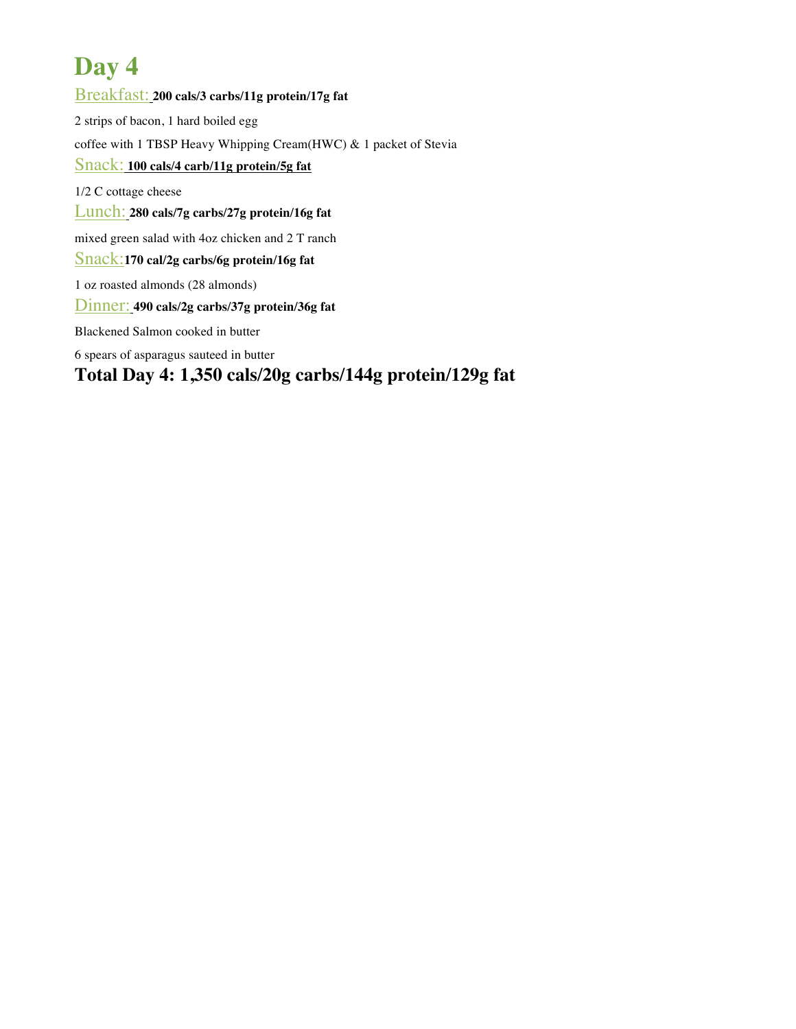# Day 4

Breakfast: **200 cals/3 carbs/11g protein/17g fat**

2 strips of bacon, 1 hard boiled egg

coffee with 1 TBSP Heavy Whipping Cream(HWC) & 1 packet of Stevia

Snack: **100 cals/4 carb/11g protein/5g fat**

1/2 C cottage cheese

Lunch: **280 cals/7g carbs/27g protein/16g fat**

mixed green salad with 4oz chicken and 2 T ranch

Snack: **170 cal/2g carbs/6g protein/16g fat**

1 oz roasted almonds (28 almonds)

Dinner: **490 cals/2g carbs/37g protein/36g fat**

Blackened Salmon cooked in butter

6 spears of asparagus sauteed in butter

## Total Day 4: 1,350 cals/20g carbs/144g protein/129g fat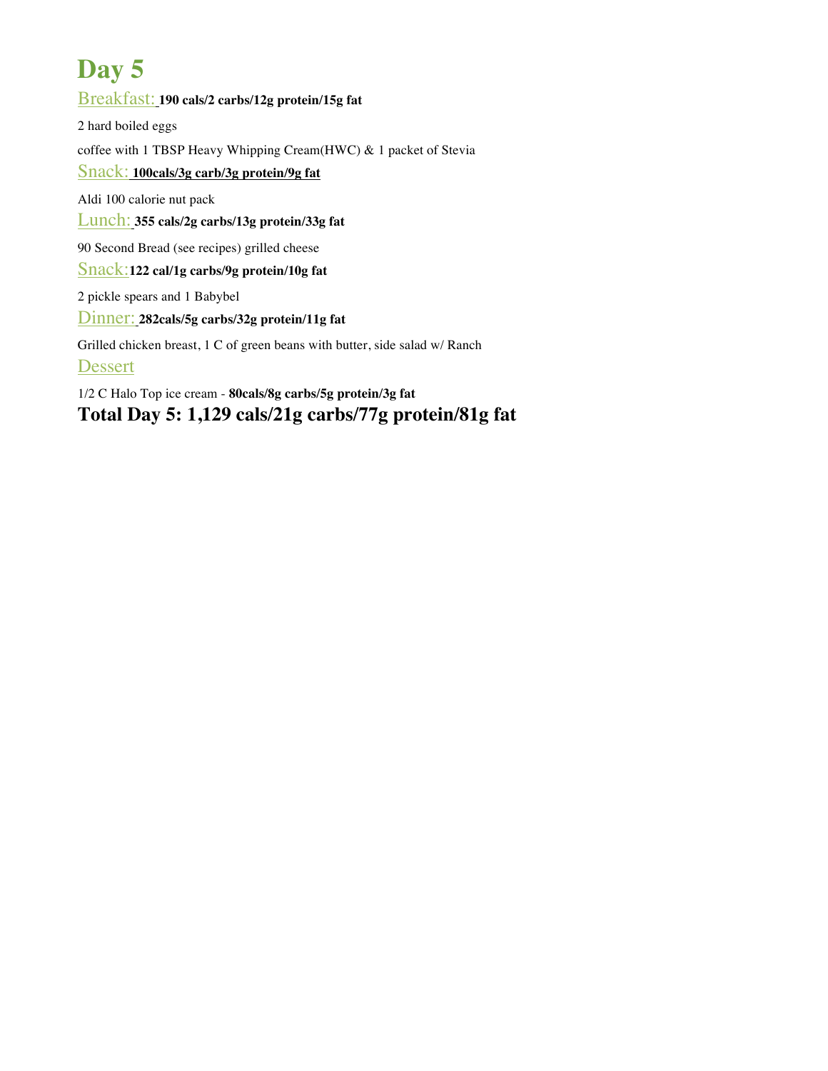# Day 5

Breakfast: **190 cals/2 carbs/12g protein/15g fat**

2 hard boiled eggs

coffee with 1 TBSP Heavy Whipping Cream(HWC) & 1 packet of Stevia

Snack: **100cals/3g carb/3g protein/9g fat**

Aldi 100 calorie nut pack

Lunch: **355 cals/2g carbs/13g protein/33g fat**

90 Second Bread (see recipes) grilled cheese

Snack: **122 cal/1g carbs/9g protein/10g fat**

2 pickle spears and 1 Babybel

Dinner: **282cals/5g carbs/32g protein/11g fat**

Grilled chicken breast, 1 C of green beans with butter, side salad w/ Ranch

Dessert

1/2 C Halo Top ice cream - **80cals/8g carbs/5g protein/3g fat**

## Total Day 5: 1,129 cals/21g carbs/77g protein/81g fat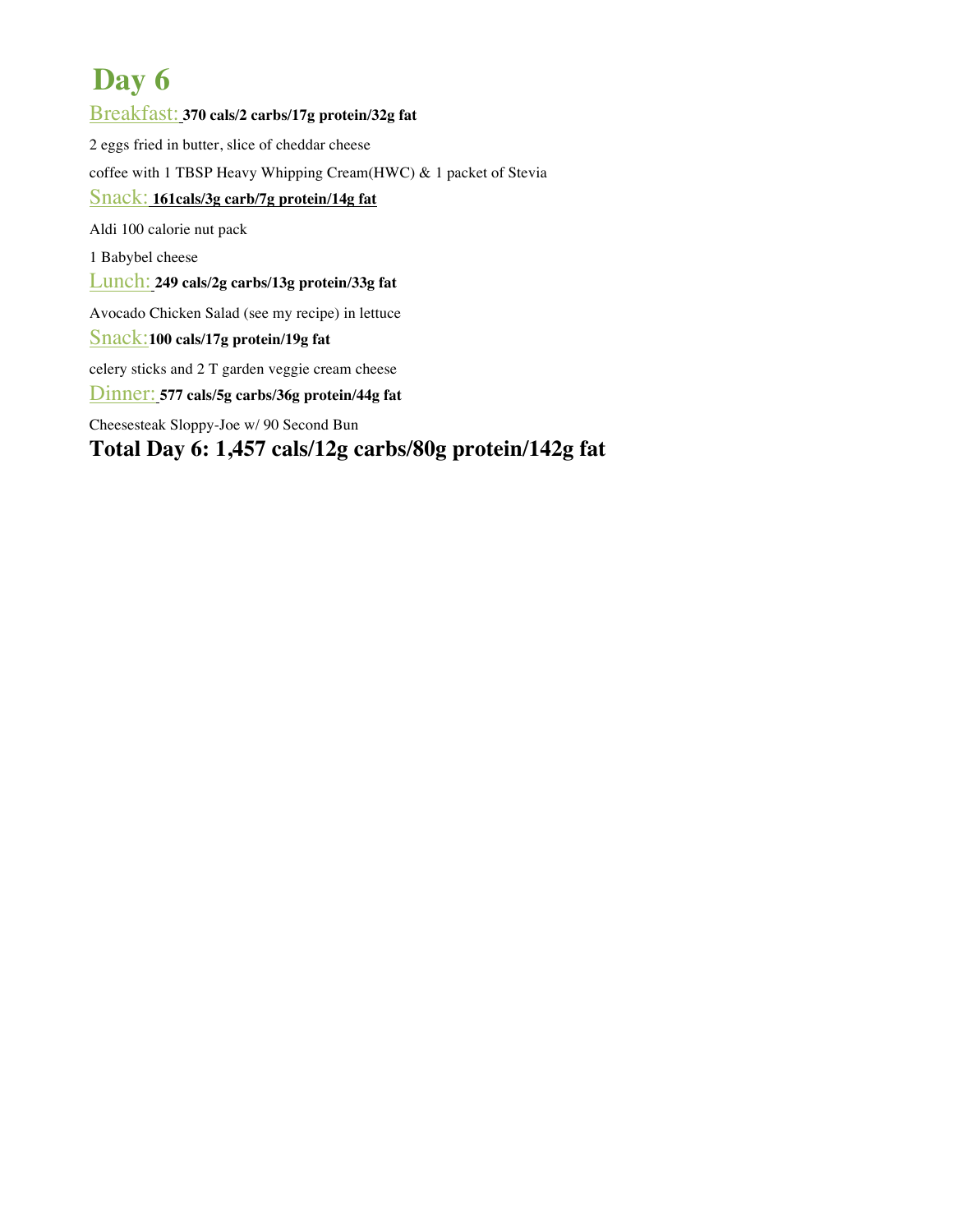# Day 6

Breakfast: **370 cals/2 carbs/17g protein/32g fat**

2 eggs fried in butter, slice of cheddar cheese

coffee with 1 TBSP Heavy Whipping Cream(HWC) & 1 packet of Stevia

Snack: **161cals/3g carb/7g protein/14g fat**

Aldi 100 calorie nut pack

1 Babybel cheese

Lunch: **249 cals/2g carbs/13g protein/33g fat**

Avocado Chicken Salad (see my recipe) in lettuce

Snack: **100 cals/17g protein/19g fat**

celery sticks and 2 T garden veggie cream cheese

Dinner: **577 cals/5g carbs/36g protein/44g fat**

Cheesesteak Sloppy-Joe w/ 90 Second Bun

## Total Day 6: 1,457 cals/12g carbs/80g protein/142g fat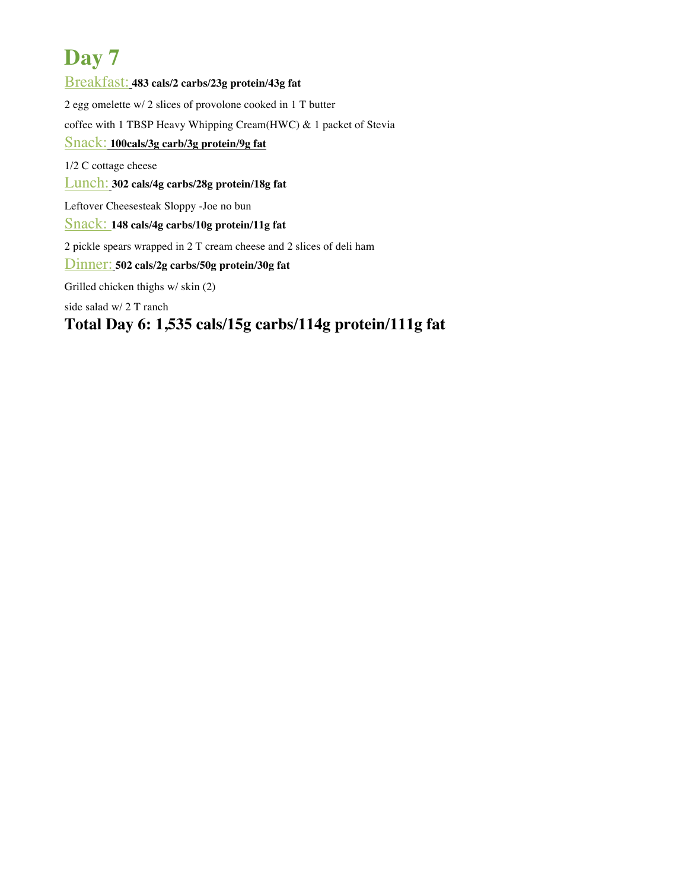# Day 7

Breakfast: **483 cals/2 carbs/23g protein/43g fat**

2 egg omelette w/ 2 slices of provolone cooked in 1 T butter

coffee with 1 TBSP Heavy Whipping Cream(HWC) & 1 packet of Stevia

Snack: **100cals/3g carb/3g protein/9g fat**

1/2 C cottage cheese

Lunch: **302 cals/4g carbs/28g protein/18g fat**

Leftover Cheesesteak Sloppy -Joe no bun

Snack: **148 cals/4g carbs/10g protein/11g fat**

2 pickle spears wrapped in 2 T cream cheese and 2 slices of deli ham

Dinner: **502 cals/2g carbs/50g protein/30g fat**

Grilled chicken thighs w/ skin (2)

side salad w/ 2 T ranch

## Total Day 6: 1,535 cals/15g carbs/114g protein/111g fat